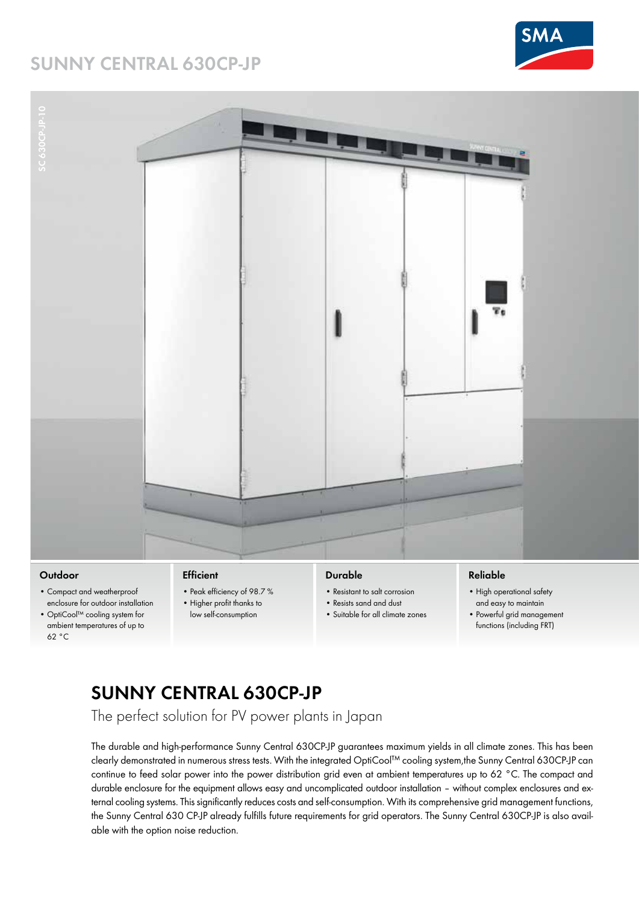# SUNNY CENTRAL 630CP-JP

SC 630CP-JP-10

### Outdoor

- Compact and weatherproof enclosure for outdoor installation
- OptiCool™ cooling system for ambient temperatures of up to 62 °C

### Efficient

- Peak efficiency of 98.7 %
- Higher profit thanks to low self-consumption

### Durable

- Resistant to salt corrosion
- Resists sand and dust
- Suitable for all climate zones

### Reliable

- High operational safety and easy to maintain
- Powerful grid management functions (including FRT)

## SUNNY CENTRAL 630CP-JP

The perfect solution for PV power plants in Japan

The durable and high-performance Sunny Central 630CP-JP guarantees maximum yields in all climate zones. This has been clearly demonstrated in numerous stress tests. With the integrated OptiCool™ cooling system,the Sunny Central 630CP-JP can continue to feed solar power into the power distribution grid even at ambient temperatures up to 62 °C. The compact and durable enclosure for the equipment allows easy and uncomplicated outdoor installation – without complex enclosures and external cooling systems. This significantly reduces costs and self-consumption. With its comprehensive grid management functions, the Sunny Central 630 CP-JP already fulfills future requirements for grid operators. The Sunny Central 630CP-JP is also available with the option noise reduction.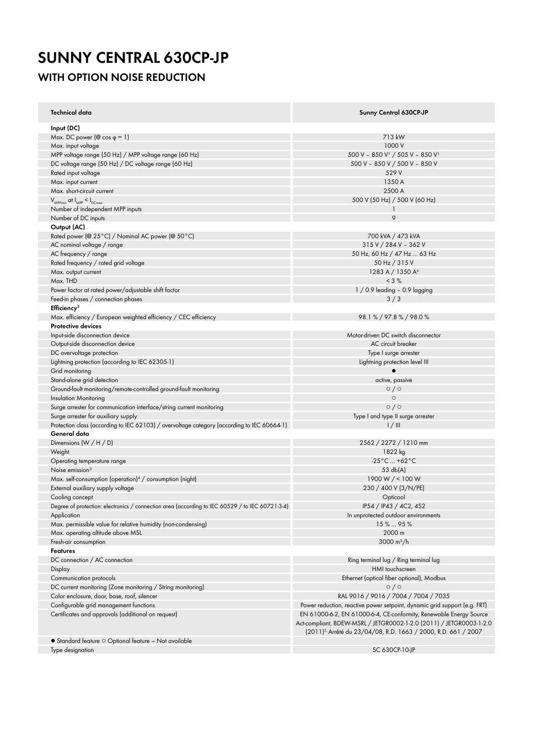# SUNNY CENTRAL 630CP-JP

## WITH OPTION NOISE REDUCTION

| Technical data | Sunny Central 630CP-JP |
|---|---|
| **Input (DC)** | |
| Max. DC power (@ cos φ = 1) | 713 kW |
| Max. input voltage | 1000 V |
| MPP voltage range (50 Hz) / MPP voltage range (60 Hz) | 500 V – 850 V[1] / 505 V – 850 V[1] |
| DC voltage range (50 Hz) / DC voltage range (60 Hz) | 500 V – 850 V / 500 V – 850 V |
| Rated input voltage | 529 V |
| Max. input current | 1350 A |
| Max. short-circuit current | 2500 A |
| $V_{MPPmin}$ at $I_{MPP} < I_{DCmax}$ | 500 V (50 Hz) / 500 V (60 Hz) |
| Number of independent MPP inputs | 1 |
| Number of DC inputs | 9 |
| **Output (AC)** | |
| Rated power (@ 25°C) / Nominal AC power (@ 50°C) | 700 kVA / 473 kVA |
| AC nominal voltage / range | 315 V / 284 V – 362 V |
| AC frequency / range | 50 Hz, 60 Hz / 47 Hz ... 63 Hz |
| Rated frequency / rated grid voltage | 50 Hz / 315 V |
| Max. output current | 1283 A / 1350 A[6] |
| Max. THD | < 3 % |
| Power factor at rated power/adjustable shift factor | 1 / 0.9 leading – 0.9 lagging |
| Feed-in phases / connection phases | 3 / 3 |
| **Efficiency[2]** | |
| Max. efficiency / European weighted efficiency / CEC efficiency | 98.1 % / 97.8 % / 98.0 % |
| **Protective devices** | |
| Input-side disconnection device | Motor-driven DC switch disconnector |
| Output-side disconnection device | AC circuit breaker |
| DC overvoltage protection | Type I surge arrester |
| Lightning protection (according to IEC 62305-1) | Lightning protection level III |
| Grid monitoring | ● |
| Stand-alone grid detection | active, passive |
| Ground-fault monitoring/remote-controlled ground-fault monitoring | ○ / ○ |
| Insulation Monitoring | ○ |
| Surge arrester for communication interface/string current monitoring | ○ / ○ |
| Surge arrester for auxiliary supply | Type I and type II surge arrester |
| Protection class (according to IEC 62103) / overvoltage category (according to IEC 60664-1) | I / III |
| **General data** | |
| Dimensions (W / H / D) | 2562 / 2272 / 1210 mm |
| Weight | 1822 kg |
| Operating temperature range | -25°C ... +62°C |
| Noise emission[3] | 53 db(A) |
| Max. self-consumption (operation)[4] / consumption (night) | 1900 W / < 100 W |
| External auxiliary supply voltage | 230 / 400 V (3/N/PE) |
| Cooling concept | Opticool |
| Degree of protection: electronics / connection area (according to IEC 60529 / to IEC 60721-3-4) | IP54 / IP43 / 4C2, 4S2 |
| Application | In unprotected outdoor environments |
| Max. permissible value for relative humidity (non-condensing) | 15 % ... 95 % |
| Max. operating altitude above MSL | 2000 m |
| Fresh-air consumption | 3000 m³/h |
| **Features** | |
| DC connection / AC connection | Ring terminal lug / Ring terminal lug |
| Display | HMI touchscreen |
| Communication protocols | Ethernet (optical fiber optional), Modbus |
| DC current monitoring (Zone monitoring / String monitoring) | ○ / ○ |
| Color enclosure, door, base, roof, silencer | RAL 9016 / 9016 / 7004 / 7004 / 7035 |
| Configurable grid management functions | Power reduction, reactive power setpoint, dynamic grid support (e.g. FRT) |
| Certificates and approvals (additional on request) | EN 61000-6-2, EN 61000-6-4, CE-conformity, Renewable Energy Source Act-compliant, BDEW-MSRL / JETGR0002-1-2.0 (2011) / JETGR0003-1-2.0 (2011)[5], Arrêté du 23/04/08, R.D. 1663 / 2000, R.D. 661 / 2007 |
| ● Standard feature ○ Optional feature – Not available | |
| Type designation | SC 630CP-10-JP |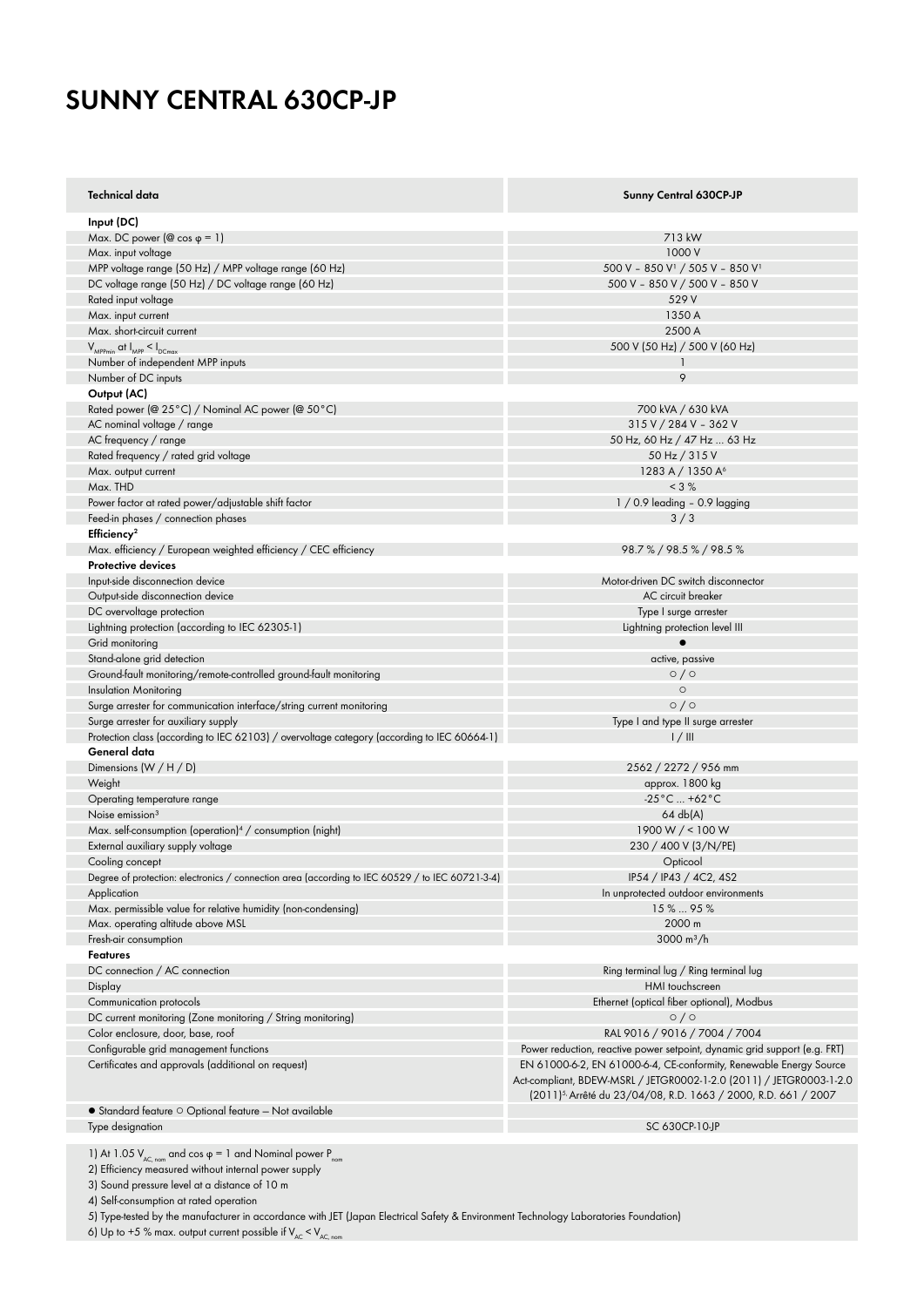# SUNNY CENTRAL 630CP-JP

| Technical data | Sunny Central 630CP-JP |
|---|---|
| **Input (DC)** | |
| Max. DC power (@ cos φ = 1) | 713 kW |
| Max. input voltage | 1000 V |
| MPP voltage range (50 Hz) / MPP voltage range (60 Hz) | 500 V – 850 V[1] / 505 V – 850 V[1] |
| DC voltage range (50 Hz) / DC voltage range (60 Hz) | 500 V – 850 V / 500 V – 850 V |
| Rated input voltage | 529 V |
| Max. input current | 1350 A |
| Max. short-circuit current | 2500 A |
| $V_{MPPmin}$ at $I_{MPP} < I_{DCmax}$ | 500 V (50 Hz) / 500 V (60 Hz) |
| Number of independent MPP inputs | 1 |
| Number of DC inputs | 9 |
| **Output (AC)** | |
| Rated power (@ 25°C) / Nominal AC power (@ 50°C) | 700 kVA / 630 kVA |
| AC nominal voltage / range | 315 V / 284 V – 362 V |
| AC frequency / range | 50 Hz, 60 Hz / 47 Hz ... 63 Hz |
| Rated frequency / rated grid voltage | 50 Hz / 315 V |
| Max. output current | 1283 A / 1350 A[6] |
| Max. THD | < 3 % |
| Power factor at rated power/adjustable shift factor | 1 / 0.9 leading – 0.9 lagging |
| Feed-in phases / connection phases | 3 / 3 |
| **Efficiency[2]** | |
| Max. efficiency / European weighted efficiency / CEC efficiency | 98.7 % / 98.5 % / 98.5 % |
| **Protective devices** | |
| Input-side disconnection device | Motor-driven DC switch disconnector |
| Output-side disconnection device | AC circuit breaker |
| DC overvoltage protection | Type I surge arrester |
| Lightning protection (according to IEC 62305-1) | Lightning protection level III |
| Grid monitoring | ● |
| Stand-alone grid detection | active, passive |
| Ground-fault monitoring/remote-controlled ground-fault monitoring | ○ / ○ |
| Insulation Monitoring | ○ |
| Surge arrester for communication interface/string current monitoring | ○ / ○ |
| Surge arrester for auxiliary supply | Type I and type II surge arrester |
| Protection class (according to IEC 62103) / overvoltage category (according to IEC 60664-1) | I / III |
| **General data** | |
| Dimensions (W / H / D) | 2562 / 2272 / 956 mm |
| Weight | approx. 1800 kg |
| Operating temperature range | -25°C ... +62°C |
| Noise emission[3] | 64 db(A) |
| Max. self-consumption (operation)[4] / consumption (night) | 1900 W / < 100 W |
| External auxiliary supply voltage | 230 / 400 V (3/N/PE) |
| Cooling concept | Opticool |
| Degree of protection: electronics / connection area (according to IEC 60529 / to IEC 60721-3-4) | IP54 / IP43 / 4C2, 4S2 |
| Application | In unprotected outdoor environments |
| Max. permissible value for relative humidity (non-condensing) | 15 % ... 95 % |
| Max. operating altitude above MSL | 2000 m |
| Fresh-air consumption | 3000 m³/h |
| **Features** | |
| DC connection / AC connection | Ring terminal lug / Ring terminal lug |
| Display | HMI touchscreen |
| Communication protocols | Ethernet (optical fiber optional), Modbus |
| DC current monitoring (Zone monitoring / String monitoring) | ○ / ○ |
| Color enclosure, door, base, roof | RAL 9016 / 9016 / 7004 / 7004 |
| Configurable grid management functions | Power reduction, reactive power setpoint, dynamic grid support (e.g. FRT) |
| Certificates and approvals (additional on request) | EN 61000-6-2, EN 61000-6-4, CE-conformity, Renewable Energy Source Act-compliant, BDEW-MSRL / JETGR0002-1-2.0 (2011) / JETGR0003-1-2.0 (2011)[5], Arrêté du 23/04/08, R.D. 1663 / 2000, R.D. 661 / 2007 |
| ● Standard feature ○ Optional feature – Not available | |
| Type designation | SC 630CP-10-JP |

1) At 1.05 $V_{AC,\,nom}$ and cos φ = 1 and Nominal power $P_{nom}$

2) Efficiency measured without internal power supply

3) Sound pressure level at a distance of 10 m

4) Self-consumption at rated operation

5) Type-tested by the manufacturer in accordance with JET (Japan Electrical Safety & Environment Technology Laboratories Foundation)

6) Up to +5 % max. output current possible if $V_{AC} < V_{AC,\,nom}$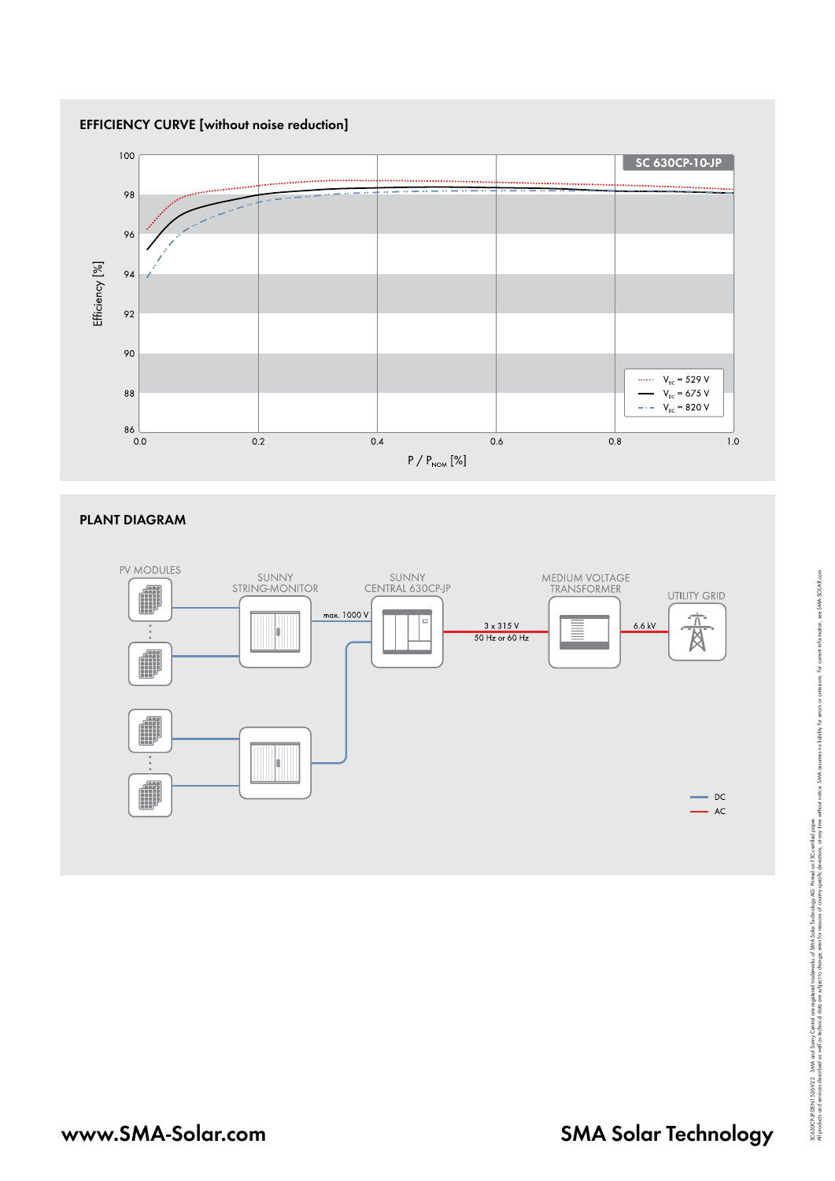## EFFICIENCY CURVE [without noise reduction]

SC 630CP-10-JP

Efficiency [%]

100
98
96
94
92
90
88
86

0.0 0.2 0.4 0.6 0.8 1.0

$P / P_{NOM}$ [%]

$V_{DC}$ = 529 V
$V_{DC}$ = 675 V
$V_{DC}$ = 820 V

## PLANT DIAGRAM

PV MODULES

SUNNY STRING-MONITOR

max. 1000 V

SUNNY CENTRAL 630CP-JP

3 x 315 V
50 Hz or 60 Hz

MEDIUM VOLTAGE TRANSFORMER

6.6 kV

UTILITY GRID

DC
AC

SC630CP-JP-DEN115260V22 SMA and Sunny Central are registered trademarks of SMA Solar Technology AG. Printed on FSC-certified paper.
All products and services described as well as technical data are subject to change, even for reasons of country-specific deviations, at any time without notice. SMA assumes no liability for errors or omissions. For current information, see SMA-SOLAR.com

**www.SMA-Solar.com** **SMA Solar Technology**